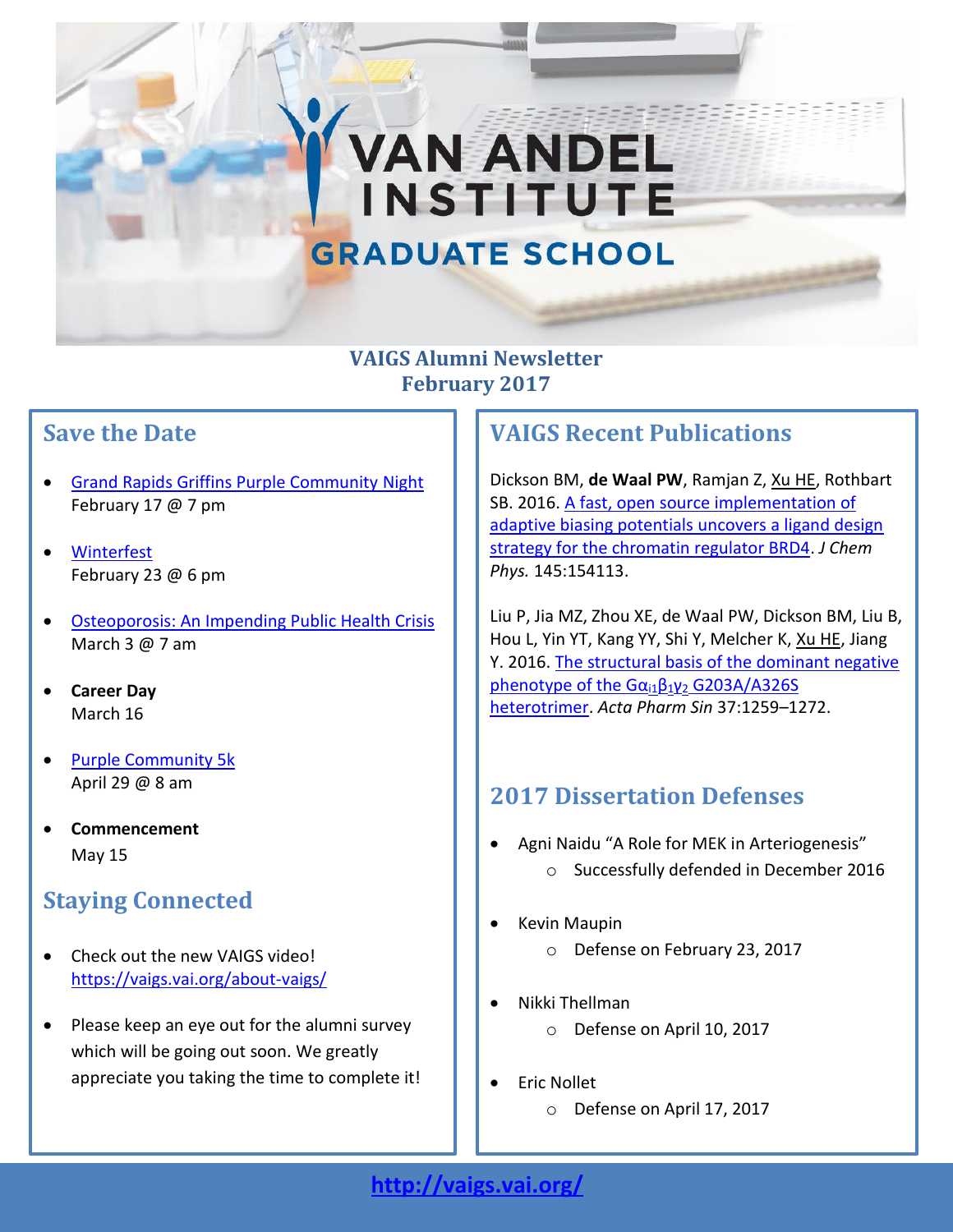# VAN ANDEL INSTITUTE GRADUATE SCHOOL

**VAIGS Alumni Newsletter**
**February 2017**

## Save the Date

- Grand Rapids Griffins Purple Community Night
  February 17 @ 7 pm
- Winterfest
  February 23 @ 6 pm
- Osteoporosis: An Impending Public Health Crisis
  March 3 @ 7 am
- **Career Day**
  March 16
- Purple Community 5k
  April 29 @ 8 am
- **Commencement**
  May 15

## Staying Connected

- Check out the new VAIGS video!
  https://vaigs.vai.org/about-vaigs/
- Please keep an eye out for the alumni survey which will be going out soon. We greatly appreciate you taking the time to complete it!

## VAIGS Recent Publications

Dickson BM, **de Waal PW**, Ramjan Z, Xu HE, Rothbart SB. 2016. A fast, open source implementation of adaptive biasing potentials uncovers a ligand design strategy for the chromatin regulator BRD4. *J Chem Phys.* 145:154113.

Liu P, Jia MZ, Zhou XE, de Waal PW, Dickson BM, Liu B, Hou L, Yin YT, Kang YY, Shi Y, Melcher K, Xu HE, Jiang Y. 2016. The structural basis of the dominant negative phenotype of the G$\alpha_{i1}\beta_1\gamma_2$ G203A/A326S heterotrimer. *Acta Pharm Sin* 37:1259–1272.

## 2017 Dissertation Defenses

- Agni Naidu "A Role for MEK in Arteriogenesis"
  - Successfully defended in December 2016
- Kevin Maupin
  - Defense on February 23, 2017
- Nikki Thellman
  - Defense on April 10, 2017
- Eric Nollet
  - Defense on April 17, 2017

**http://vaigs.vai.org/**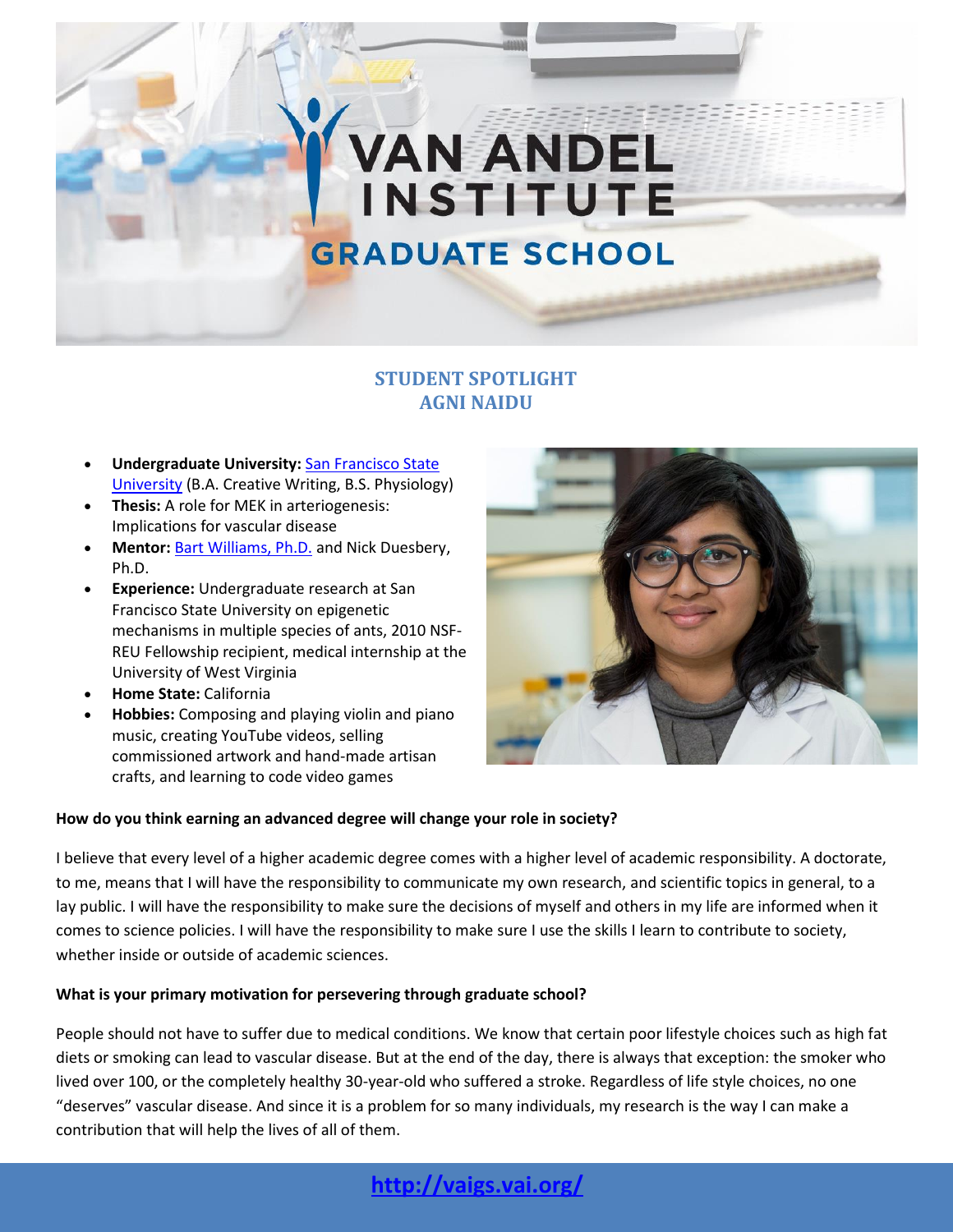# VAN ANDEL INSTITUTE GRADUATE SCHOOL

## STUDENT SPOTLIGHT
## AGNI NAIDU

- **Undergraduate University:** San Francisco State University (B.A. Creative Writing, B.S. Physiology)
- **Thesis:** A role for MEK in arteriogenesis: Implications for vascular disease
- **Mentor:** Bart Williams, Ph.D. and Nick Duesbery, Ph.D.
- **Experience:** Undergraduate research at San Francisco State University on epigenetic mechanisms in multiple species of ants, 2010 NSF-REU Fellowship recipient, medical internship at the University of West Virginia
- **Home State:** California
- **Hobbies:** Composing and playing violin and piano music, creating YouTube videos, selling commissioned artwork and hand-made artisan crafts, and learning to code video games

**How do you think earning an advanced degree will change your role in society?**

I believe that every level of a higher academic degree comes with a higher level of academic responsibility. A doctorate, to me, means that I will have the responsibility to communicate my own research, and scientific topics in general, to a lay public. I will have the responsibility to make sure the decisions of myself and others in my life are informed when it comes to science policies. I will have the responsibility to make sure I use the skills I learn to contribute to society, whether inside or outside of academic sciences.

**What is your primary motivation for persevering through graduate school?**

People should not have to suffer due to medical conditions. We know that certain poor lifestyle choices such as high fat diets or smoking can lead to vascular disease. But at the end of the day, there is always that exception: the smoker who lived over 100, or the completely healthy 30-year-old who suffered a stroke. Regardless of life style choices, no one "deserves" vascular disease. And since it is a problem for so many individuals, my research is the way I can make a contribution that will help the lives of all of them.

**http://vaigs.vai.org/**